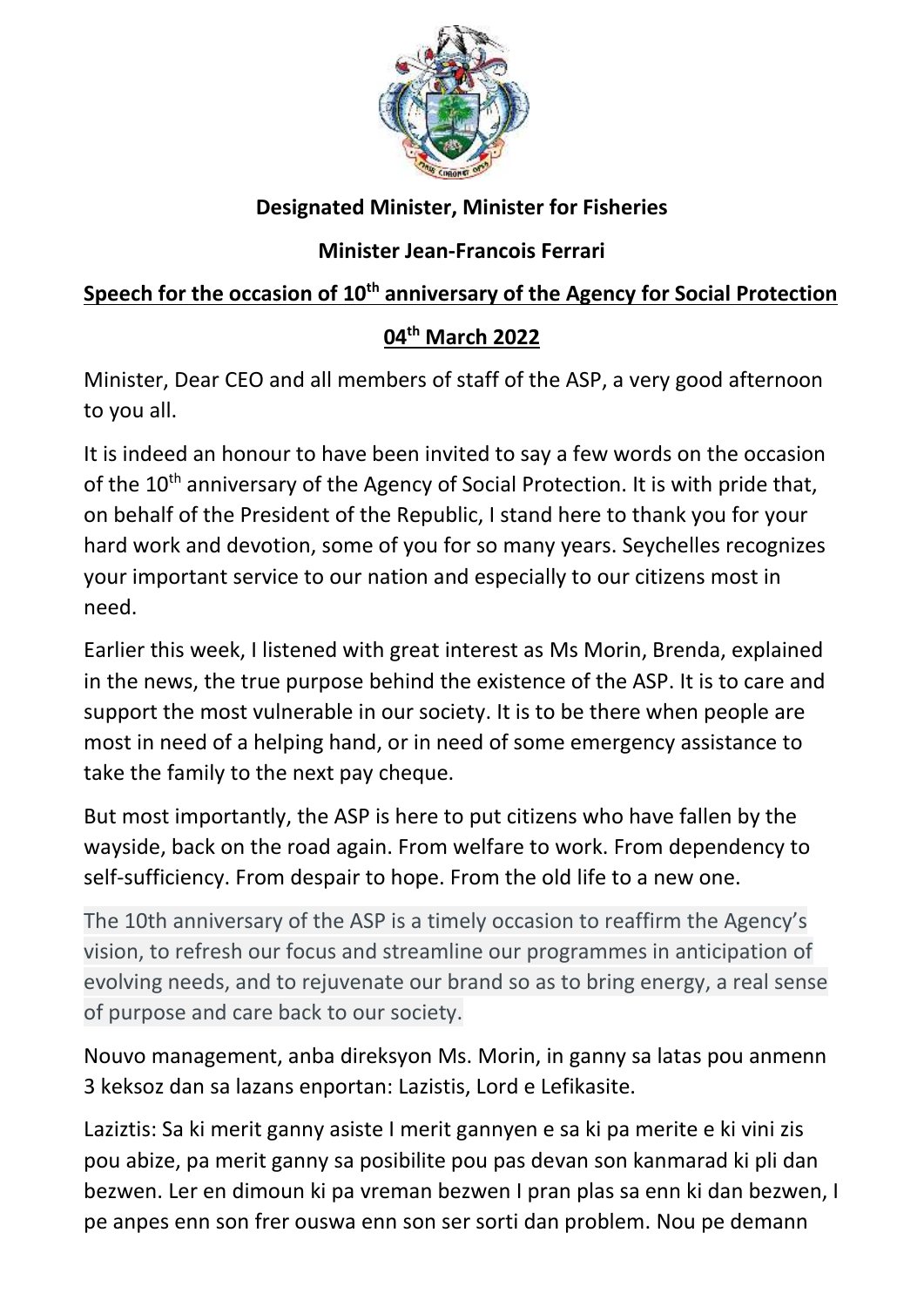**Designated Minister, Minister for Fisheries**

**Minister Jean-Francois Ferrari**

**Speech for the occasion of 10th anniversary of the Agency for Social Protection**

**04th March 2022**

Minister, Dear CEO and all members of staff of the ASP, a very good afternoon to you all.

It is indeed an honour to have been invited to say a few words on the occasion of the 10th anniversary of the Agency of Social Protection. It is with pride that, on behalf of the President of the Republic, I stand here to thank you for your hard work and devotion, some of you for so many years. Seychelles recognizes your important service to our nation and especially to our citizens most in need.

Earlier this week, I listened with great interest as Ms Morin, Brenda, explained in the news, the true purpose behind the existence of the ASP. It is to care and support the most vulnerable in our society. It is to be there when people are most in need of a helping hand, or in need of some emergency assistance to take the family to the next pay cheque.

But most importantly, the ASP is here to put citizens who have fallen by the wayside, back on the road again. From welfare to work. From dependency to self-sufficiency. From despair to hope. From the old life to a new one.

The 10th anniversary of the ASP is a timely occasion to reaffirm the Agency's vision, to refresh our focus and streamline our programmes in anticipation of evolving needs, and to rejuvenate our brand so as to bring energy, a real sense of purpose and care back to our society.

Nouvo management, anba direksyon Ms. Morin, in ganny sa latas pou anmenn 3 keksoz dan sa lazans enportan: Lazistis, Lord e Lefikasite.

Laziztis: Sa ki merit ganny asiste I merit gannyen e sa ki pa merite e ki vini zis pou abize, pa merit ganny sa posibilite pou pas devan son kanmarad ki pli dan bezwen. Ler en dimoun ki pa vreman bezwen I pran plas sa enn ki dan bezwen, I pe anpes enn son frer ouswa enn son ser sorti dan problem. Nou pe demann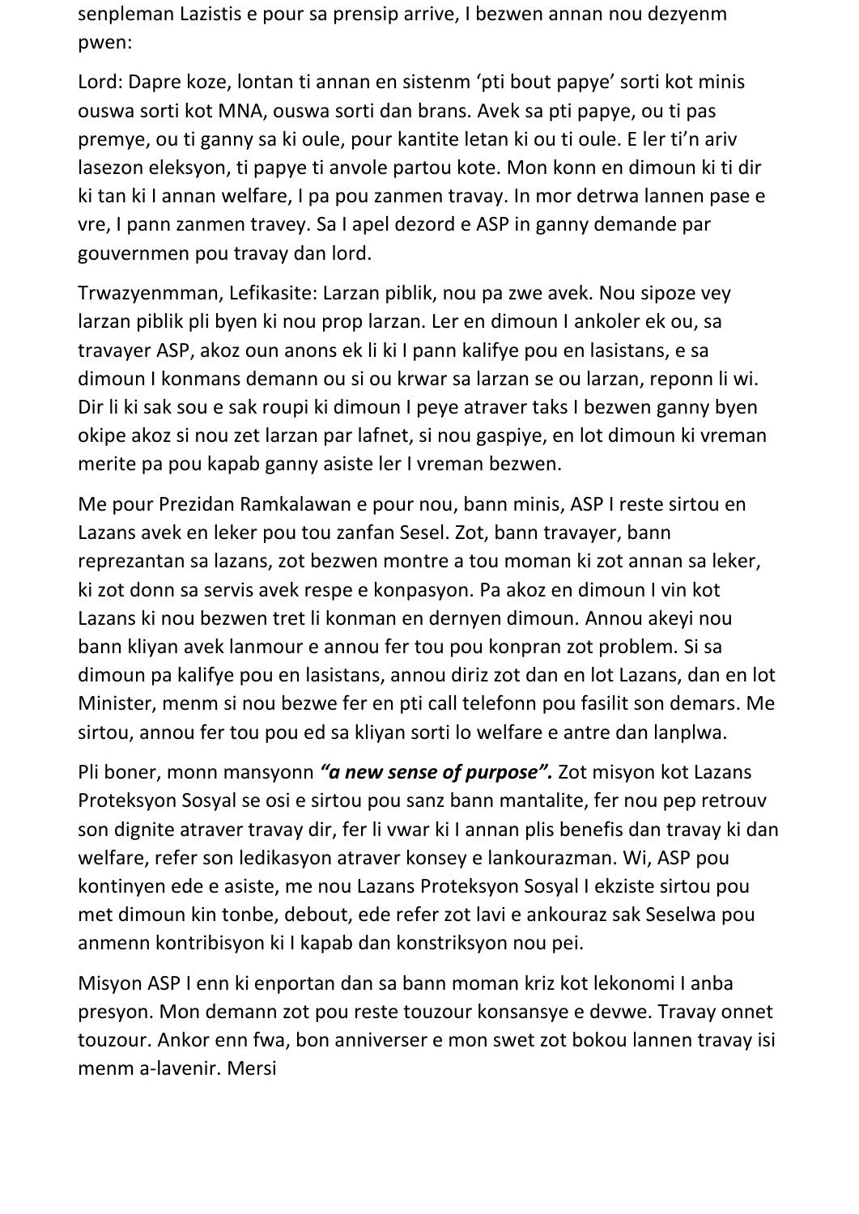senpleman Lazistis e pour sa prensip arrive, I bezwen annan nou dezyenm pwen:

Lord: Dapre koze, lontan ti annan en sistenm 'pti bout papye' sorti kot minis ouswa sorti kot MNA, ouswa sorti dan brans. Avek sa pti papye, ou ti pas premye, ou ti ganny sa ki oule, pour kantite letan ki ou ti oule. E ler ti'n ariv lasezon eleksyon, ti papye ti anvole partou kote. Mon konn en dimoun ki ti dir ki tan ki I annan welfare, I pa pou zanmen travay. In mor detrwa lannen pase e vre, I pann zanmen travey. Sa I apel dezord e ASP in ganny demande par gouvernmen pou travay dan lord.

Trwazyenmman, Lefikasite: Larzan piblik, nou pa zwe avek. Nou sipoze vey larzan piblik pli byen ki nou prop larzan. Ler en dimoun I ankoler ek ou, sa travayer ASP, akoz oun anons ek li ki I pann kalifye pou en lasistans, e sa dimoun I konmans demann ou si ou krwar sa larzan se ou larzan, reponn li wi. Dir li ki sak sou e sak roupi ki dimoun I peye atraver taks I bezwen ganny byen okipe akoz si nou zet larzan par lafnet, si nou gaspiye, en lot dimoun ki vreman merite pa pou kapab ganny asiste ler I vreman bezwen.

Me pour Prezidan Ramkalawan e pour nou, bann minis, ASP I reste sirtou en Lazans avek en leker pou tou zanfan Sesel. Zot, bann travayer, bann reprezantan sa lazans, zot bezwen montre a tou moman ki zot annan sa leker, ki zot donn sa servis avek respe e konpasyon. Pa akoz en dimoun I vin kot Lazans ki nou bezwen tret li konman en dernyen dimoun. Annou akeyi nou bann kliyan avek lanmour e annou fer tou pou konpran zot problem. Si sa dimoun pa kalifye pou en lasistans, annou diriz zot dan en lot Lazans, dan en lot Minister, menm si nou bezwe fer en pti call telefonn pou fasilit son demars. Me sirtou, annou fer tou pou ed sa kliyan sorti lo welfare e antre dan lanplwa.

Pli boner, monn mansyonn ***"a new sense of purpose".*** Zot misyon kot Lazans Proteksyon Sosyal se osi e sirtou pou sanz bann mantalite, fer nou pep retrouv son dignite atraver travay dir, fer li vwar ki I annan plis benefis dan travay ki dan welfare, refer son ledikasyon atraver konsey e lankourazman. Wi, ASP pou kontinyen ede e asiste, me nou Lazans Proteksyon Sosyal I ekziste sirtou pou met dimoun kin tonbe, debout, ede refer zot lavi e ankouraz sak Seselwa pou anmenn kontribisyon ki I kapab dan konstriksyon nou pei.

Misyon ASP I enn ki enportan dan sa bann moman kriz kot lekonomi I anba presyon. Mon demann zot pou reste touzour konsansye e devwe. Travay onnet touzour. Ankor enn fwa, bon anniverser e mon swet zot bokou lannen travay isi menm a-lavenir. Mersi